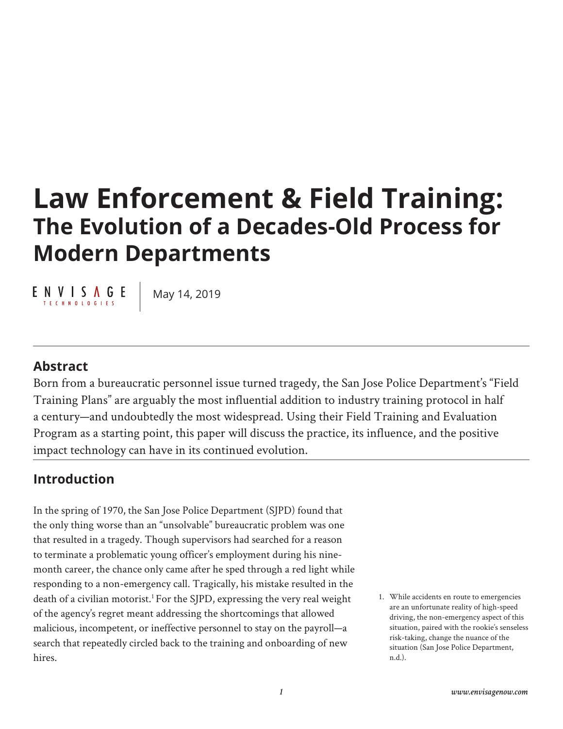# Law Enforcement & Field Training:

## The Evolution of a Decades-Old Process for Modern Departments

ENVISAGE TECHNOLOGIES | May 14, 2019

### Abstract

Born from a bureaucratic personnel issue turned tragedy, the San Jose Police Department's "Field Training Plans" are arguably the most influential addition to industry training protocol in half a century—and undoubtedly the most widespread. Using their Field Training and Evaluation Program as a starting point, this paper will discuss the practice, its influence, and the positive impact technology can have in its continued evolution.

### Introduction

In the spring of 1970, the San Jose Police Department (SJPD) found that the only thing worse than an "unsolvable" bureaucratic problem was one that resulted in a tragedy. Though supervisors had searched for a reason to terminate a problematic young officer's employment during his nine-month career, the chance only came after he sped through a red light while responding to a non-emergency call. Tragically, his mistake resulted in the death of a civilian motorist.[1] For the SJPD, expressing the very real weight of the agency's regret meant addressing the shortcomings that allowed malicious, incompetent, or ineffective personnel to stay on the payroll—a search that repeatedly circled back to the training and onboarding of new hires.

1. While accidents en route to emergencies are an unfortunate reality of high-speed driving, the non-emergency aspect of this situation, paired with the rookie's senseless risk-taking, change the nuance of the situation (San Jose Police Department, n.d.).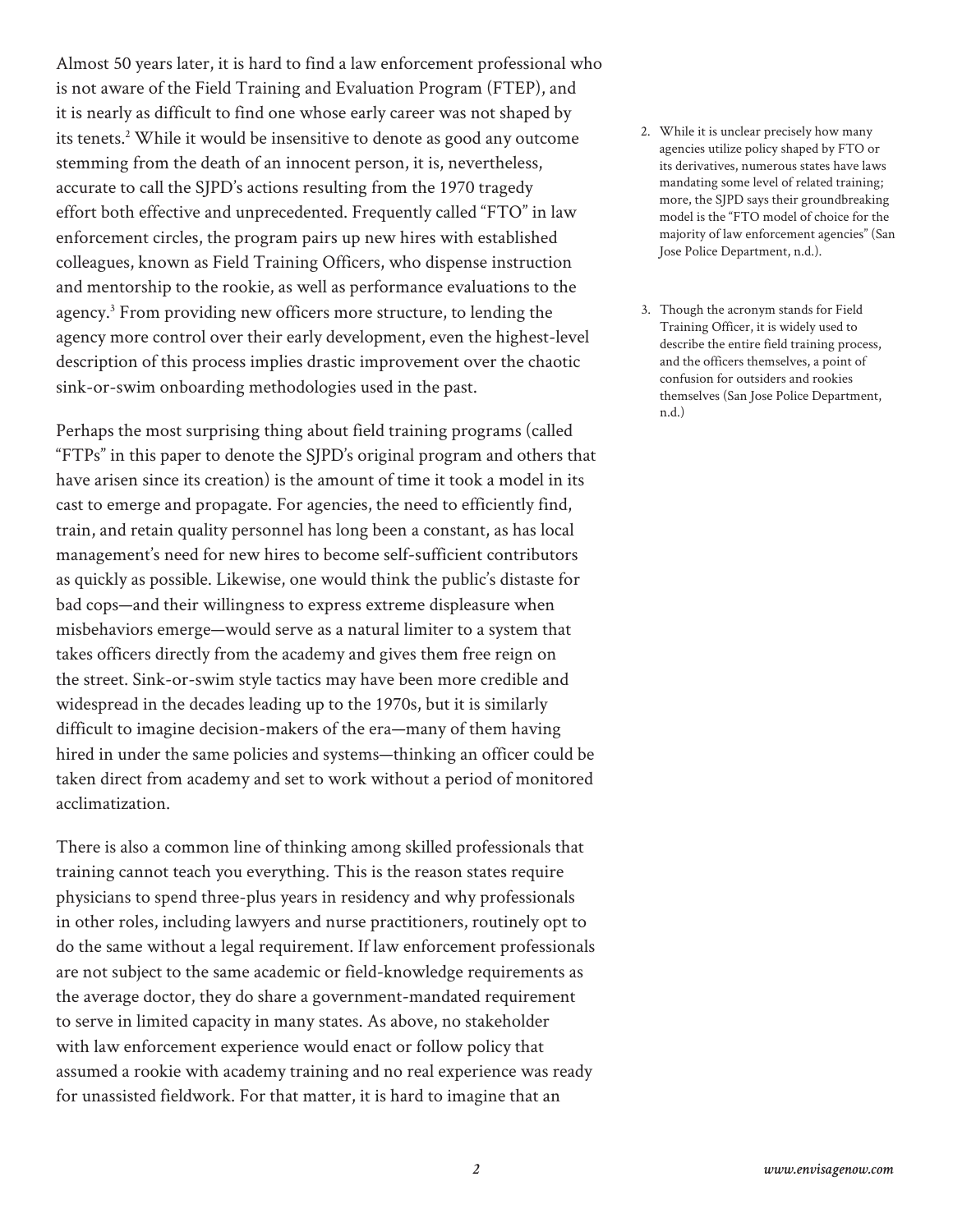Almost 50 years later, it is hard to find a law enforcement professional who is not aware of the Field Training and Evaluation Program (FTEP), and it is nearly as difficult to find one whose early career was not shaped by its tenets.[2] While it would be insensitive to denote as good any outcome stemming from the death of an innocent person, it is, nevertheless, accurate to call the SJPD's actions resulting from the 1970 tragedy effort both effective and unprecedented. Frequently called "FTO" in law enforcement circles, the program pairs up new hires with established colleagues, known as Field Training Officers, who dispense instruction and mentorship to the rookie, as well as performance evaluations to the agency.[3] From providing new officers more structure, to lending the agency more control over their early development, even the highest-level description of this process implies drastic improvement over the chaotic sink-or-swim onboarding methodologies used in the past.

Perhaps the most surprising thing about field training programs (called "FTPs" in this paper to denote the SJPD's original program and others that have arisen since its creation) is the amount of time it took a model in its cast to emerge and propagate. For agencies, the need to efficiently find, train, and retain quality personnel has long been a constant, as has local management's need for new hires to become self-sufficient contributors as quickly as possible. Likewise, one would think the public's distaste for bad cops—and their willingness to express extreme displeasure when misbehaviors emerge—would serve as a natural limiter to a system that takes officers directly from the academy and gives them free reign on the street. Sink-or-swim style tactics may have been more credible and widespread in the decades leading up to the 1970s, but it is similarly difficult to imagine decision-makers of the era—many of them having hired in under the same policies and systems—thinking an officer could be taken direct from academy and set to work without a period of monitored acclimatization.

There is also a common line of thinking among skilled professionals that training cannot teach you everything. This is the reason states require physicians to spend three-plus years in residency and why professionals in other roles, including lawyers and nurse practitioners, routinely opt to do the same without a legal requirement. If law enforcement professionals are not subject to the same academic or field-knowledge requirements as the average doctor, they do share a government-mandated requirement to serve in limited capacity in many states. As above, no stakeholder with law enforcement experience would enact or follow policy that assumed a rookie with academy training and no real experience was ready for unassisted fieldwork. For that matter, it is hard to imagine that an

2. While it is unclear precisely how many agencies utilize policy shaped by FTO or its derivatives, numerous states have laws mandating some level of related training; more, the SJPD says their groundbreaking model is the "FTO model of choice for the majority of law enforcement agencies" (San Jose Police Department, n.d.).

3. Though the acronym stands for Field Training Officer, it is widely used to describe the entire field training process, and the officers themselves, a point of confusion for outsiders and rookies themselves (San Jose Police Department, n.d.)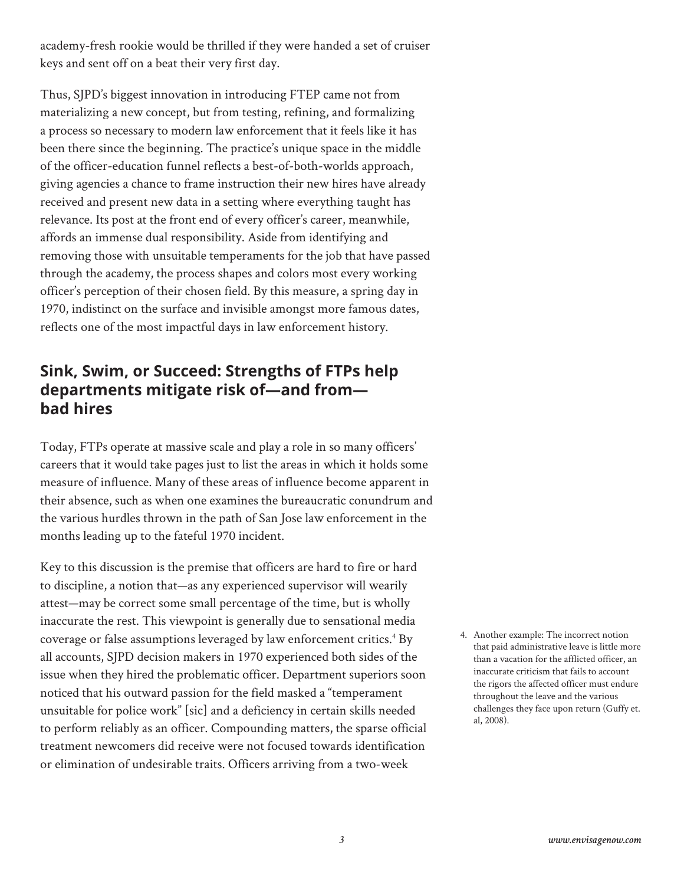academy-fresh rookie would be thrilled if they were handed a set of cruiser keys and sent off on a beat their very first day.

Thus, SJPD's biggest innovation in introducing FTEP came not from materializing a new concept, but from testing, refining, and formalizing a process so necessary to modern law enforcement that it feels like it has been there since the beginning. The practice's unique space in the middle of the officer-education funnel reflects a best-of-both-worlds approach, giving agencies a chance to frame instruction their new hires have already received and present new data in a setting where everything taught has relevance. Its post at the front end of every officer's career, meanwhile, affords an immense dual responsibility. Aside from identifying and removing those with unsuitable temperaments for the job that have passed through the academy, the process shapes and colors most every working officer's perception of their chosen field. By this measure, a spring day in 1970, indistinct on the surface and invisible amongst more famous dates, reflects one of the most impactful days in law enforcement history.

## Sink, Swim, or Succeed: Strengths of FTPs help departments mitigate risk of—and from—bad hires

Today, FTPs operate at massive scale and play a role in so many officers' careers that it would take pages just to list the areas in which it holds some measure of influence. Many of these areas of influence become apparent in their absence, such as when one examines the bureaucratic conundrum and the various hurdles thrown in the path of San Jose law enforcement in the months leading up to the fateful 1970 incident.

Key to this discussion is the premise that officers are hard to fire or hard to discipline, a notion that—as any experienced supervisor will wearily attest—may be correct some small percentage of the time, but is wholly inaccurate the rest. This viewpoint is generally due to sensational media coverage or false assumptions leveraged by law enforcement critics.[4] By all accounts, SJPD decision makers in 1970 experienced both sides of the issue when they hired the problematic officer. Department superiors soon noticed that his outward passion for the field masked a "temperament unsuitable for police work" [sic] and a deficiency in certain skills needed to perform reliably as an officer. Compounding matters, the sparse official treatment newcomers did receive were not focused towards identification or elimination of undesirable traits. Officers arriving from a two-week

4. Another example: The incorrect notion that paid administrative leave is little more than a vacation for the afflicted officer, an inaccurate criticism that fails to account the rigors the affected officer must endure throughout the leave and the various challenges they face upon return (Guffy et. al, 2008).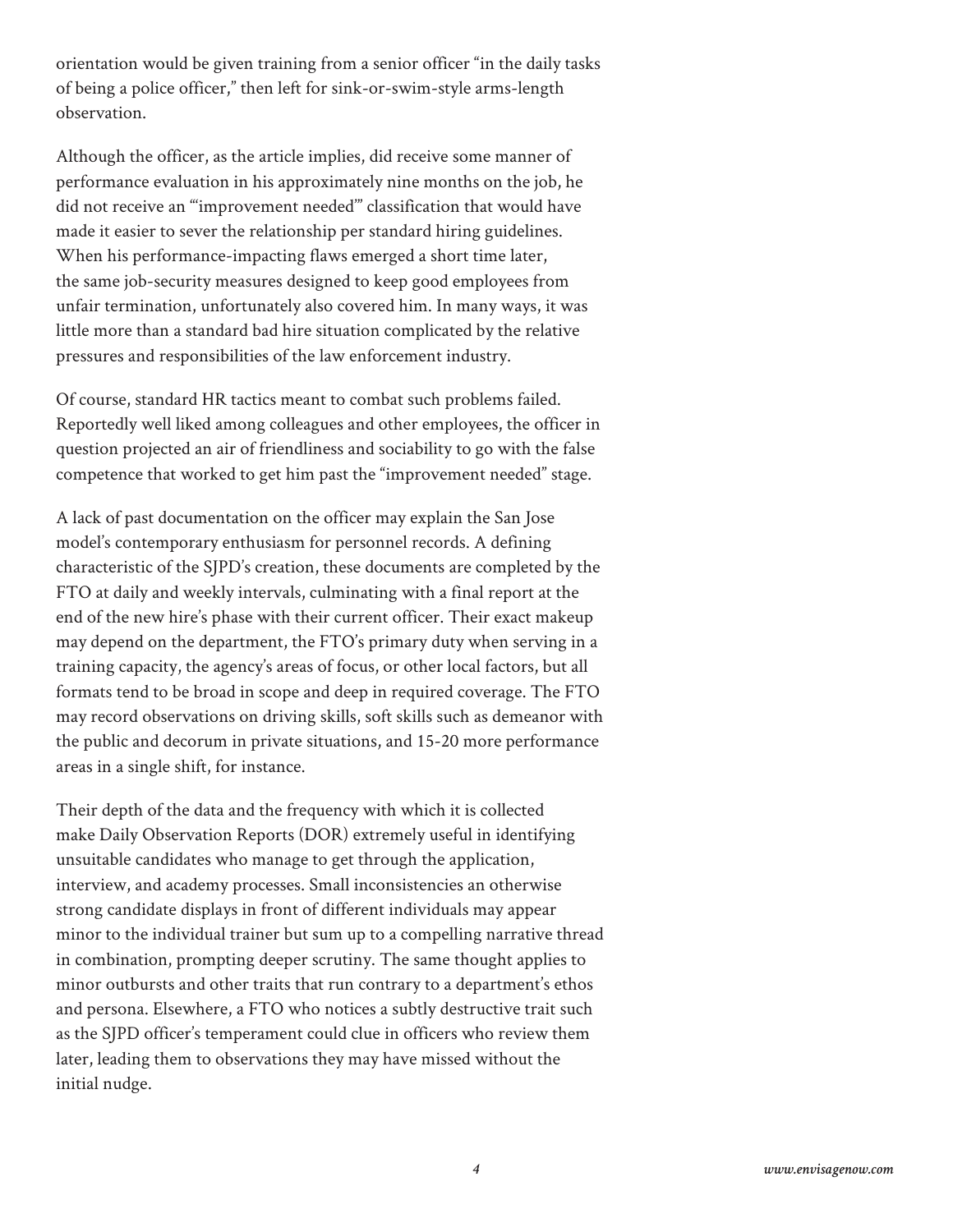orientation would be given training from a senior officer "in the daily tasks of being a police officer," then left for sink-or-swim-style arms-length observation.

Although the officer, as the article implies, did receive some manner of performance evaluation in his approximately nine months on the job, he did not receive an "'improvement needed'" classification that would have made it easier to sever the relationship per standard hiring guidelines. When his performance-impacting flaws emerged a short time later, the same job-security measures designed to keep good employees from unfair termination, unfortunately also covered him. In many ways, it was little more than a standard bad hire situation complicated by the relative pressures and responsibilities of the law enforcement industry.

Of course, standard HR tactics meant to combat such problems failed. Reportedly well liked among colleagues and other employees, the officer in question projected an air of friendliness and sociability to go with the false competence that worked to get him past the "improvement needed" stage.

A lack of past documentation on the officer may explain the San Jose model's contemporary enthusiasm for personnel records. A defining characteristic of the SJPD's creation, these documents are completed by the FTO at daily and weekly intervals, culminating with a final report at the end of the new hire's phase with their current officer. Their exact makeup may depend on the department, the FTO's primary duty when serving in a training capacity, the agency's areas of focus, or other local factors, but all formats tend to be broad in scope and deep in required coverage. The FTO may record observations on driving skills, soft skills such as demeanor with the public and decorum in private situations, and 15-20 more performance areas in a single shift, for instance.

Their depth of the data and the frequency with which it is collected make Daily Observation Reports (DOR) extremely useful in identifying unsuitable candidates who manage to get through the application, interview, and academy processes. Small inconsistencies an otherwise strong candidate displays in front of different individuals may appear minor to the individual trainer but sum up to a compelling narrative thread in combination, prompting deeper scrutiny. The same thought applies to minor outbursts and other traits that run contrary to a department's ethos and persona. Elsewhere, a FTO who notices a subtly destructive trait such as the SJPD officer's temperament could clue in officers who review them later, leading them to observations they may have missed without the initial nudge.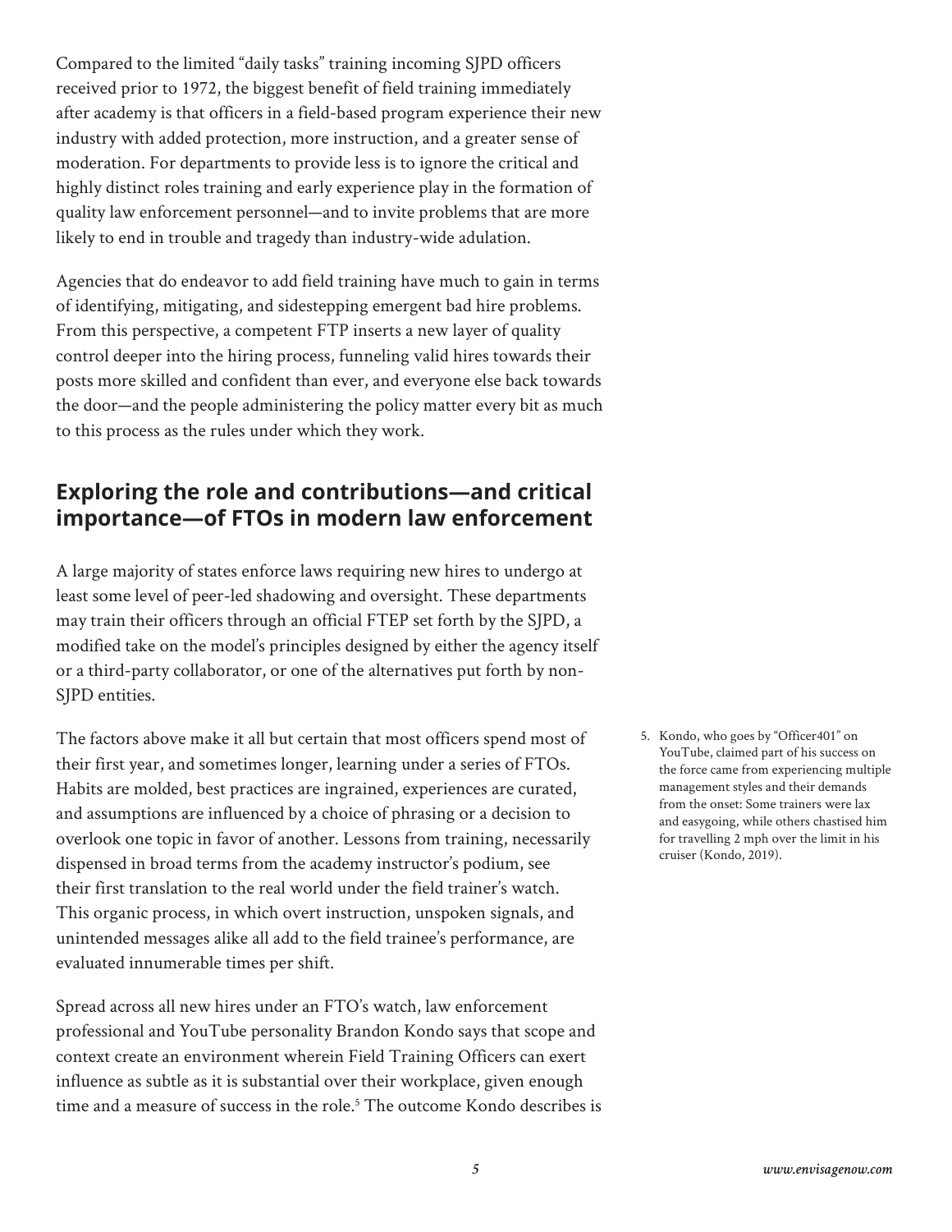Compared to the limited "daily tasks" training incoming SJPD officers received prior to 1972, the biggest benefit of field training immediately after academy is that officers in a field-based program experience their new industry with added protection, more instruction, and a greater sense of moderation. For departments to provide less is to ignore the critical and highly distinct roles training and early experience play in the formation of quality law enforcement personnel—and to invite problems that are more likely to end in trouble and tragedy than industry-wide adulation.

Agencies that do endeavor to add field training have much to gain in terms of identifying, mitigating, and sidestepping emergent bad hire problems. From this perspective, a competent FTP inserts a new layer of quality control deeper into the hiring process, funneling valid hires towards their posts more skilled and confident than ever, and everyone else back towards the door—and the people administering the policy matter every bit as much to this process as the rules under which they work.

## Exploring the role and contributions—and critical importance—of FTOs in modern law enforcement

A large majority of states enforce laws requiring new hires to undergo at least some level of peer-led shadowing and oversight. These departments may train their officers through an official FTEP set forth by the SJPD, a modified take on the model's principles designed by either the agency itself or a third-party collaborator, or one of the alternatives put forth by non-SJPD entities.

The factors above make it all but certain that most officers spend most of their first year, and sometimes longer, learning under a series of FTOs. Habits are molded, best practices are ingrained, experiences are curated, and assumptions are influenced by a choice of phrasing or a decision to overlook one topic in favor of another. Lessons from training, necessarily dispensed in broad terms from the academy instructor's podium, see their first translation to the real world under the field trainer's watch. This organic process, in which overt instruction, unspoken signals, and unintended messages alike all add to the field trainee's performance, are evaluated innumerable times per shift.

Spread across all new hires under an FTO's watch, law enforcement professional and YouTube personality Brandon Kondo says that scope and context create an environment wherein Field Training Officers can exert influence as subtle as it is substantial over their workplace, given enough time and a measure of success in the role.[5] The outcome Kondo describes is

5. Kondo, who goes by "Officer401" on YouTube, claimed part of his success on the force came from experiencing multiple management styles and their demands from the onset: Some trainers were lax and easygoing, while others chastised him for travelling 2 mph over the limit in his cruiser (Kondo, 2019).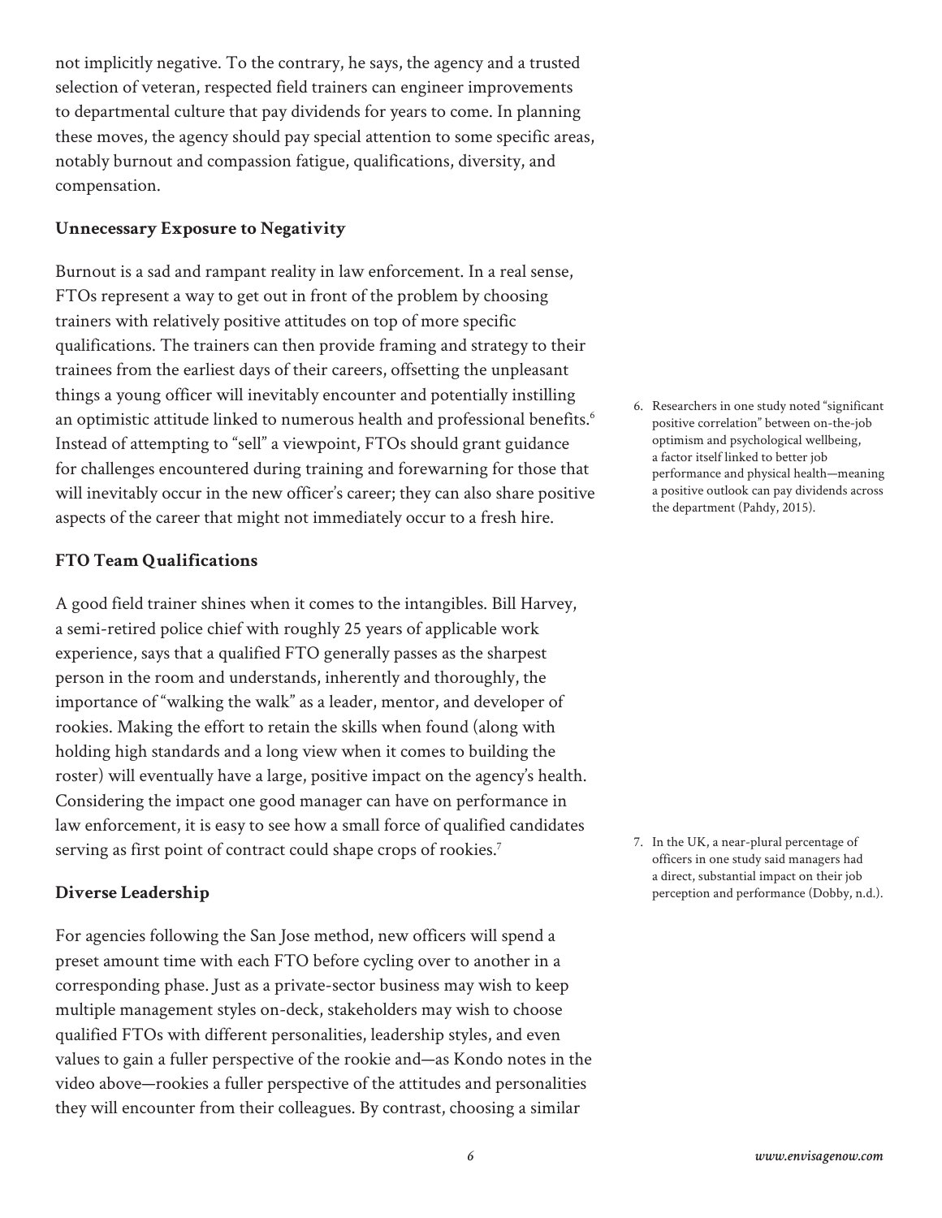not implicitly negative. To the contrary, he says, the agency and a trusted selection of veteran, respected field trainers can engineer improvements to departmental culture that pay dividends for years to come. In planning these moves, the agency should pay special attention to some specific areas, notably burnout and compassion fatigue, qualifications, diversity, and compensation.

### Unnecessary Exposure to Negativity

Burnout is a sad and rampant reality in law enforcement. In a real sense, FTOs represent a way to get out in front of the problem by choosing trainers with relatively positive attitudes on top of more specific qualifications. The trainers can then provide framing and strategy to their trainees from the earliest days of their careers, offsetting the unpleasant things a young officer will inevitably encounter and potentially instilling an optimistic attitude linked to numerous health and professional benefits.[6] Instead of attempting to "sell" a viewpoint, FTOs should grant guidance for challenges encountered during training and forewarning for those that will inevitably occur in the new officer's career; they can also share positive aspects of the career that might not immediately occur to a fresh hire.

### FTO Team Qualifications

A good field trainer shines when it comes to the intangibles. Bill Harvey, a semi-retired police chief with roughly 25 years of applicable work experience, says that a qualified FTO generally passes as the sharpest person in the room and understands, inherently and thoroughly, the importance of "walking the walk" as a leader, mentor, and developer of rookies. Making the effort to retain the skills when found (along with holding high standards and a long view when it comes to building the roster) will eventually have a large, positive impact on the agency's health. Considering the impact one good manager can have on performance in law enforcement, it is easy to see how a small force of qualified candidates serving as first point of contract could shape crops of rookies.[7]

### Diverse Leadership

For agencies following the San Jose method, new officers will spend a preset amount time with each FTO before cycling over to another in a corresponding phase. Just as a private-sector business may wish to keep multiple management styles on-deck, stakeholders may wish to choose qualified FTOs with different personalities, leadership styles, and even values to gain a fuller perspective of the rookie and—as Kondo notes in the video above—rookies a fuller perspective of the attitudes and personalities they will encounter from their colleagues. By contrast, choosing a similar

6. Researchers in one study noted "significant positive correlation" between on-the-job optimism and psychological wellbeing, a factor itself linked to better job performance and physical health—meaning a positive outlook can pay dividends across the department (Pahdy, 2015).

7. In the UK, a near-plural percentage of officers in one study said managers had a direct, substantial impact on their job perception and performance (Dobby, n.d.).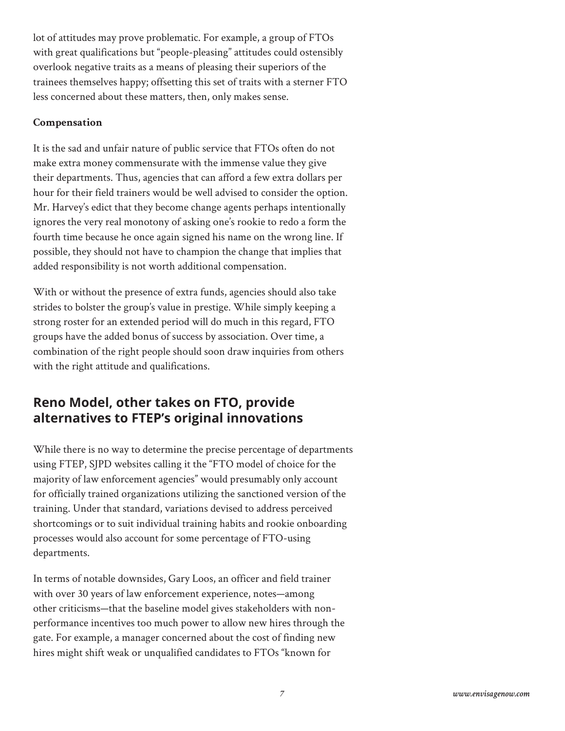lot of attitudes may prove problematic. For example, a group of FTOs with great qualifications but "people-pleasing" attitudes could ostensibly overlook negative traits as a means of pleasing their superiors of the trainees themselves happy; offsetting this set of traits with a sterner FTO less concerned about these matters, then, only makes sense.

**Compensation**

It is the sad and unfair nature of public service that FTOs often do not make extra money commensurate with the immense value they give their departments. Thus, agencies that can afford a few extra dollars per hour for their field trainers would be well advised to consider the option. Mr. Harvey's edict that they become change agents perhaps intentionally ignores the very real monotony of asking one's rookie to redo a form the fourth time because he once again signed his name on the wrong line. If possible, they should not have to champion the change that implies that added responsibility is not worth additional compensation.

With or without the presence of extra funds, agencies should also take strides to bolster the group's value in prestige. While simply keeping a strong roster for an extended period will do much in this regard, FTO groups have the added bonus of success by association. Over time, a combination of the right people should soon draw inquiries from others with the right attitude and qualifications.

## Reno Model, other takes on FTO, provide alternatives to FTEP's original innovations

While there is no way to determine the precise percentage of departments using FTEP, SJPD websites calling it the "FTO model of choice for the majority of law enforcement agencies" would presumably only account for officially trained organizations utilizing the sanctioned version of the training. Under that standard, variations devised to address perceived shortcomings or to suit individual training habits and rookie onboarding processes would also account for some percentage of FTO-using departments.

In terms of notable downsides, Gary Loos, an officer and field trainer with over 30 years of law enforcement experience, notes—among other criticisms—that the baseline model gives stakeholders with non-performance incentives too much power to allow new hires through the gate. For example, a manager concerned about the cost of finding new hires might shift weak or unqualified candidates to FTOs "known for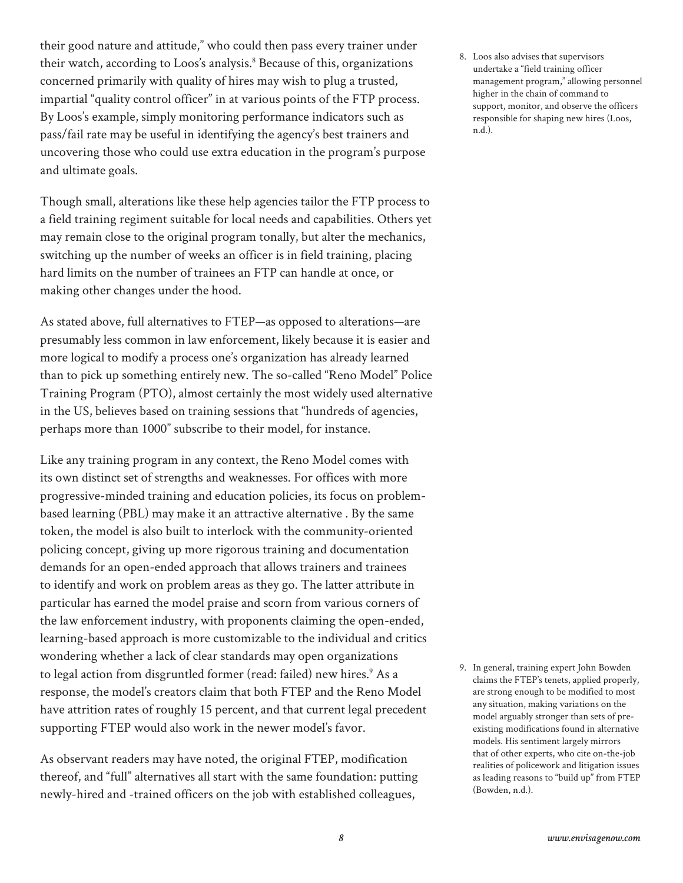their good nature and attitude," who could then pass every trainer under their watch, according to Loos's analysis.[8] Because of this, organizations concerned primarily with quality of hires may wish to plug a trusted, impartial "quality control officer" in at various points of the FTP process. By Loos's example, simply monitoring performance indicators such as pass/fail rate may be useful in identifying the agency's best trainers and uncovering those who could use extra education in the program's purpose and ultimate goals.

Though small, alterations like these help agencies tailor the FTP process to a field training regiment suitable for local needs and capabilities. Others yet may remain close to the original program tonally, but alter the mechanics, switching up the number of weeks an officer is in field training, placing hard limits on the number of trainees an FTP can handle at once, or making other changes under the hood.

As stated above, full alternatives to FTEP—as opposed to alterations—are presumably less common in law enforcement, likely because it is easier and more logical to modify a process one's organization has already learned than to pick up something entirely new. The so-called "Reno Model" Police Training Program (PTO), almost certainly the most widely used alternative in the US, believes based on training sessions that "hundreds of agencies, perhaps more than 1000" subscribe to their model, for instance.

Like any training program in any context, the Reno Model comes with its own distinct set of strengths and weaknesses. For offices with more progressive-minded training and education policies, its focus on problem-based learning (PBL) may make it an attractive alternative . By the same token, the model is also built to interlock with the community-oriented policing concept, giving up more rigorous training and documentation demands for an open-ended approach that allows trainers and trainees to identify and work on problem areas as they go. The latter attribute in particular has earned the model praise and scorn from various corners of the law enforcement industry, with proponents claiming the open-ended, learning-based approach is more customizable to the individual and critics wondering whether a lack of clear standards may open organizations to legal action from disgruntled former (read: failed) new hires.[9] As a response, the model's creators claim that both FTEP and the Reno Model have attrition rates of roughly 15 percent, and that current legal precedent supporting FTEP would also work in the newer model's favor.

As observant readers may have noted, the original FTEP, modification thereof, and "full" alternatives all start with the same foundation: putting newly-hired and -trained officers on the job with established colleagues,

8. Loos also advises that supervisors undertake a "field training officer management program," allowing personnel higher in the chain of command to support, monitor, and observe the officers responsible for shaping new hires (Loos, n.d.).

9. In general, training expert John Bowden claims the FTEP's tenets, applied properly, are strong enough to be modified to most any situation, making variations on the model arguably stronger than sets of pre-existing modifications found in alternative models. His sentiment largely mirrors that of other experts, who cite on-the-job realities of policework and litigation issues as leading reasons to "build up" from FTEP (Bowden, n.d.).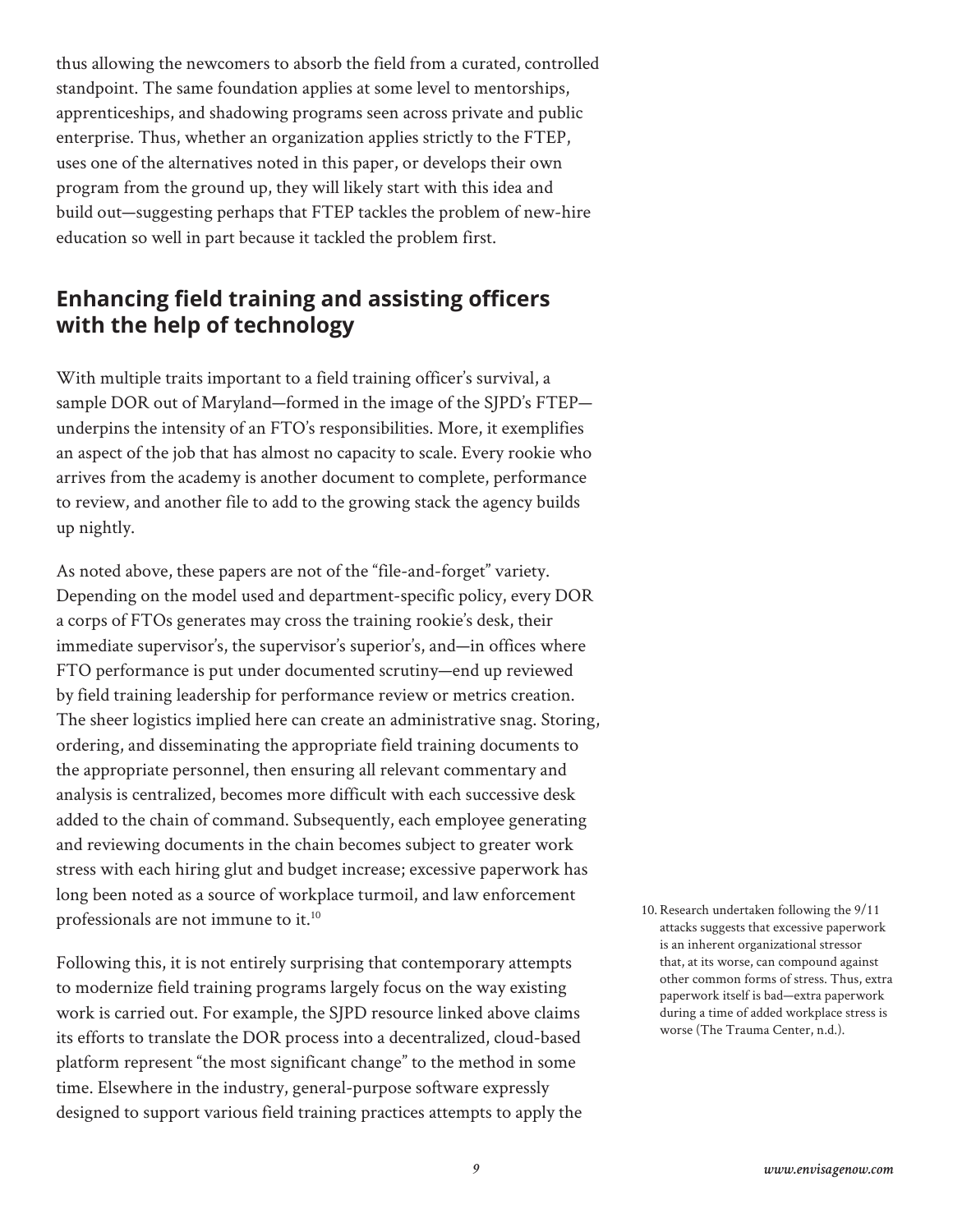thus allowing the newcomers to absorb the field from a curated, controlled standpoint. The same foundation applies at some level to mentorships, apprenticeships, and shadowing programs seen across private and public enterprise. Thus, whether an organization applies strictly to the FTEP, uses one of the alternatives noted in this paper, or develops their own program from the ground up, they will likely start with this idea and build out—suggesting perhaps that FTEP tackles the problem of new-hire education so well in part because it tackled the problem first.

## Enhancing field training and assisting officers with the help of technology

With multiple traits important to a field training officer's survival, a sample DOR out of Maryland—formed in the image of the SJPD's FTEP—underpins the intensity of an FTO's responsibilities. More, it exemplifies an aspect of the job that has almost no capacity to scale. Every rookie who arrives from the academy is another document to complete, performance to review, and another file to add to the growing stack the agency builds up nightly.

As noted above, these papers are not of the "file-and-forget" variety. Depending on the model used and department-specific policy, every DOR a corps of FTOs generates may cross the training rookie's desk, their immediate supervisor's, the supervisor's superior's, and—in offices where FTO performance is put under documented scrutiny—end up reviewed by field training leadership for performance review or metrics creation. The sheer logistics implied here can create an administrative snag. Storing, ordering, and disseminating the appropriate field training documents to the appropriate personnel, then ensuring all relevant commentary and analysis is centralized, becomes more difficult with each successive desk added to the chain of command. Subsequently, each employee generating and reviewing documents in the chain becomes subject to greater work stress with each hiring glut and budget increase; excessive paperwork has long been noted as a source of workplace turmoil, and law enforcement professionals are not immune to it.[10]

Following this, it is not entirely surprising that contemporary attempts to modernize field training programs largely focus on the way existing work is carried out. For example, the SJPD resource linked above claims its efforts to translate the DOR process into a decentralized, cloud-based platform represent "the most significant change" to the method in some time. Elsewhere in the industry, general-purpose software expressly designed to support various field training practices attempts to apply the

10. Research undertaken following the 9/11 attacks suggests that excessive paperwork is an inherent organizational stressor that, at its worse, can compound against other common forms of stress. Thus, extra paperwork itself is bad—extra paperwork during a time of added workplace stress is worse (The Trauma Center, n.d.).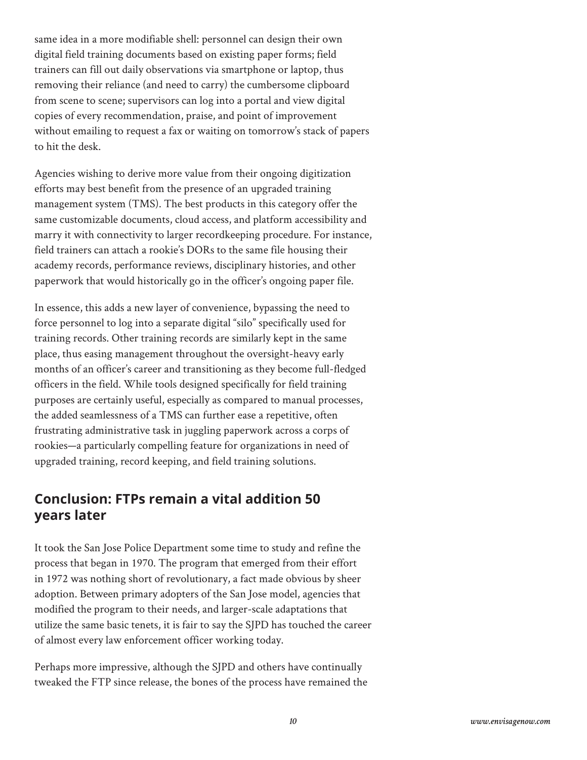same idea in a more modifiable shell: personnel can design their own digital field training documents based on existing paper forms; field trainers can fill out daily observations via smartphone or laptop, thus removing their reliance (and need to carry) the cumbersome clipboard from scene to scene; supervisors can log into a portal and view digital copies of every recommendation, praise, and point of improvement without emailing to request a fax or waiting on tomorrow's stack of papers to hit the desk.

Agencies wishing to derive more value from their ongoing digitization efforts may best benefit from the presence of an upgraded training management system (TMS). The best products in this category offer the same customizable documents, cloud access, and platform accessibility and marry it with connectivity to larger recordkeeping procedure. For instance, field trainers can attach a rookie's DORs to the same file housing their academy records, performance reviews, disciplinary histories, and other paperwork that would historically go in the officer's ongoing paper file.

In essence, this adds a new layer of convenience, bypassing the need to force personnel to log into a separate digital "silo" specifically used for training records. Other training records are similarly kept in the same place, thus easing management throughout the oversight-heavy early months of an officer's career and transitioning as they become full-fledged officers in the field. While tools designed specifically for field training purposes are certainly useful, especially as compared to manual processes, the added seamlessness of a TMS can further ease a repetitive, often frustrating administrative task in juggling paperwork across a corps of rookies—a particularly compelling feature for organizations in need of upgraded training, record keeping, and field training solutions.

## Conclusion: FTPs remain a vital addition 50 years later

It took the San Jose Police Department some time to study and refine the process that began in 1970. The program that emerged from their effort in 1972 was nothing short of revolutionary, a fact made obvious by sheer adoption. Between primary adopters of the San Jose model, agencies that modified the program to their needs, and larger-scale adaptations that utilize the same basic tenets, it is fair to say the SJPD has touched the career of almost every law enforcement officer working today.

Perhaps more impressive, although the SJPD and others have continually tweaked the FTP since release, the bones of the process have remained the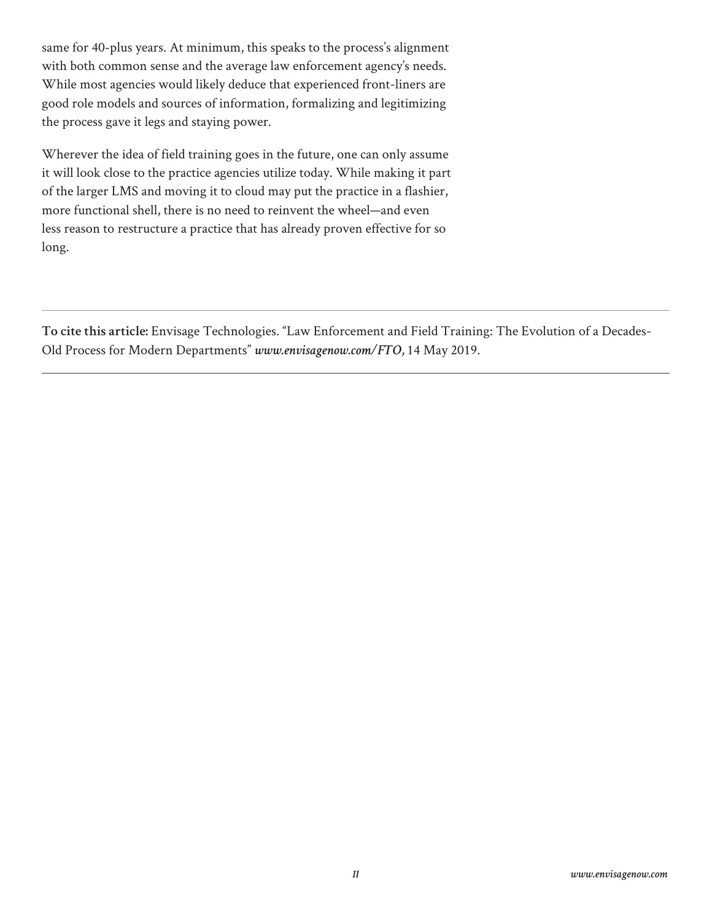same for 40-plus years. At minimum, this speaks to the process's alignment with both common sense and the average law enforcement agency's needs. While most agencies would likely deduce that experienced front-liners are good role models and sources of information, formalizing and legitimizing the process gave it legs and staying power.

Wherever the idea of field training goes in the future, one can only assume it will look close to the practice agencies utilize today. While making it part of the larger LMS and moving it to cloud may put the practice in a flashier, more functional shell, there is no need to reinvent the wheel—and even less reason to restructure a practice that has already proven effective for so long.

---

**To cite this article:** Envisage Technologies. "Law Enforcement and Field Training: The Evolution of a Decades-Old Process for Modern Departments" ***www.envisagenow.com/FTO,*** 14 May 2019.

---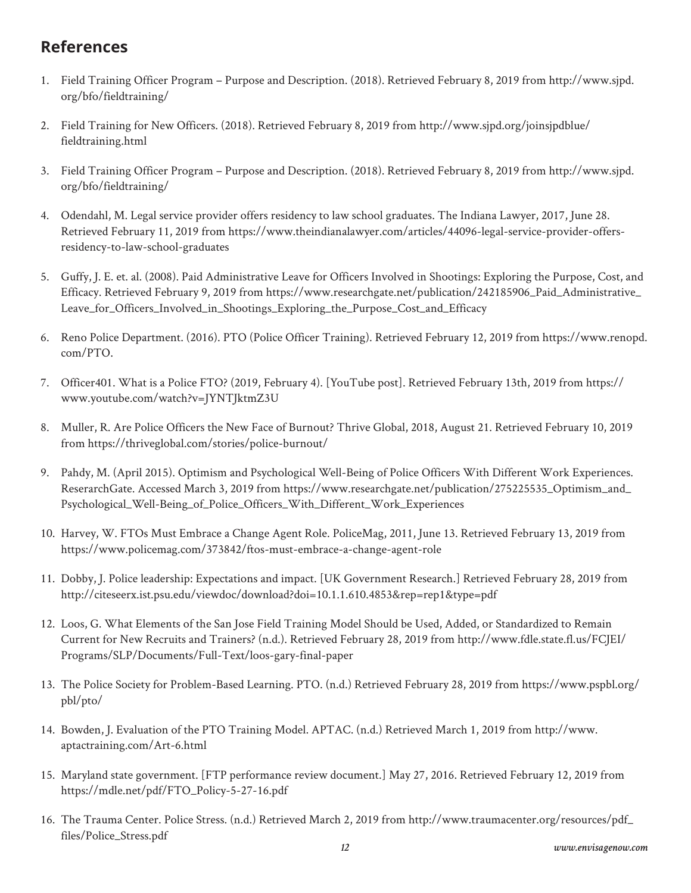## References

1. Field Training Officer Program – Purpose and Description. (2018). Retrieved February 8, 2019 from http://www.sjpd.org/bfo/fieldtraining/
2. Field Training for New Officers. (2018). Retrieved February 8, 2019 from http://www.sjpd.org/joinsjpdblue/fieldtraining.html
3. Field Training Officer Program – Purpose and Description. (2018). Retrieved February 8, 2019 from http://www.sjpd.org/bfo/fieldtraining/
4. Odendahl, M. Legal service provider offers residency to law school graduates. The Indiana Lawyer, 2017, June 28. Retrieved February 11, 2019 from https://www.theindianalawyer.com/articles/44096-legal-service-provider-offers-residency-to-law-school-graduates
5. Guffy, J. E. et. al. (2008). Paid Administrative Leave for Officers Involved in Shootings: Exploring the Purpose, Cost, and Efficacy. Retrieved February 9, 2019 from https://www.researchgate.net/publication/242185906_Paid_Administrative_Leave_for_Officers_Involved_in_Shootings_Exploring_the_Purpose_Cost_and_Efficacy
6. Reno Police Department. (2016). PTO (Police Officer Training). Retrieved February 12, 2019 from https://www.renopd.com/PTO.
7. Officer401. What is a Police FTO? (2019, February 4). [YouTube post]. Retrieved February 13th, 2019 from https://www.youtube.com/watch?v=JYNTJktmZ3U
8. Muller, R. Are Police Officers the New Face of Burnout? Thrive Global, 2018, August 21. Retrieved February 10, 2019 from https://thriveglobal.com/stories/police-burnout/
9. Pahdy, M. (April 2015). Optimism and Psychological Well-Being of Police Officers With Different Work Experiences. ReserarchGate. Accessed March 3, 2019 from https://www.researchgate.net/publication/275225535_Optimism_and_Psychological_Well-Being_of_Police_Officers_With_Different_Work_Experiences
10. Harvey, W. FTOs Must Embrace a Change Agent Role. PoliceMag, 2011, June 13. Retrieved February 13, 2019 from https://www.policemag.com/373842/ftos-must-embrace-a-change-agent-role
11. Dobby, J. Police leadership: Expectations and impact. [UK Government Research.] Retrieved February 28, 2019 from http://citeseerx.ist.psu.edu/viewdoc/download?doi=10.1.1.610.4853&rep=rep1&type=pdf
12. Loos, G. What Elements of the San Jose Field Training Model Should be Used, Added, or Standardized to Remain Current for New Recruits and Trainers? (n.d.). Retrieved February 28, 2019 from http://www.fdle.state.fl.us/FCJEI/Programs/SLP/Documents/Full-Text/loos-gary-final-paper
13. The Police Society for Problem-Based Learning. PTO. (n.d.) Retrieved February 28, 2019 from https://www.pspbl.org/pbl/pto/
14. Bowden, J. Evaluation of the PTO Training Model. APTAC. (n.d.) Retrieved March 1, 2019 from http://www.aptactraining.com/Art-6.html
15. Maryland state government. [FTP performance review document.] May 27, 2016. Retrieved February 12, 2019 from https://mdle.net/pdf/FTO_Policy-5-27-16.pdf
16. The Trauma Center. Police Stress. (n.d.) Retrieved March 2, 2019 from http://www.traumacenter.org/resources/pdf_files/Police_Stress.pdf